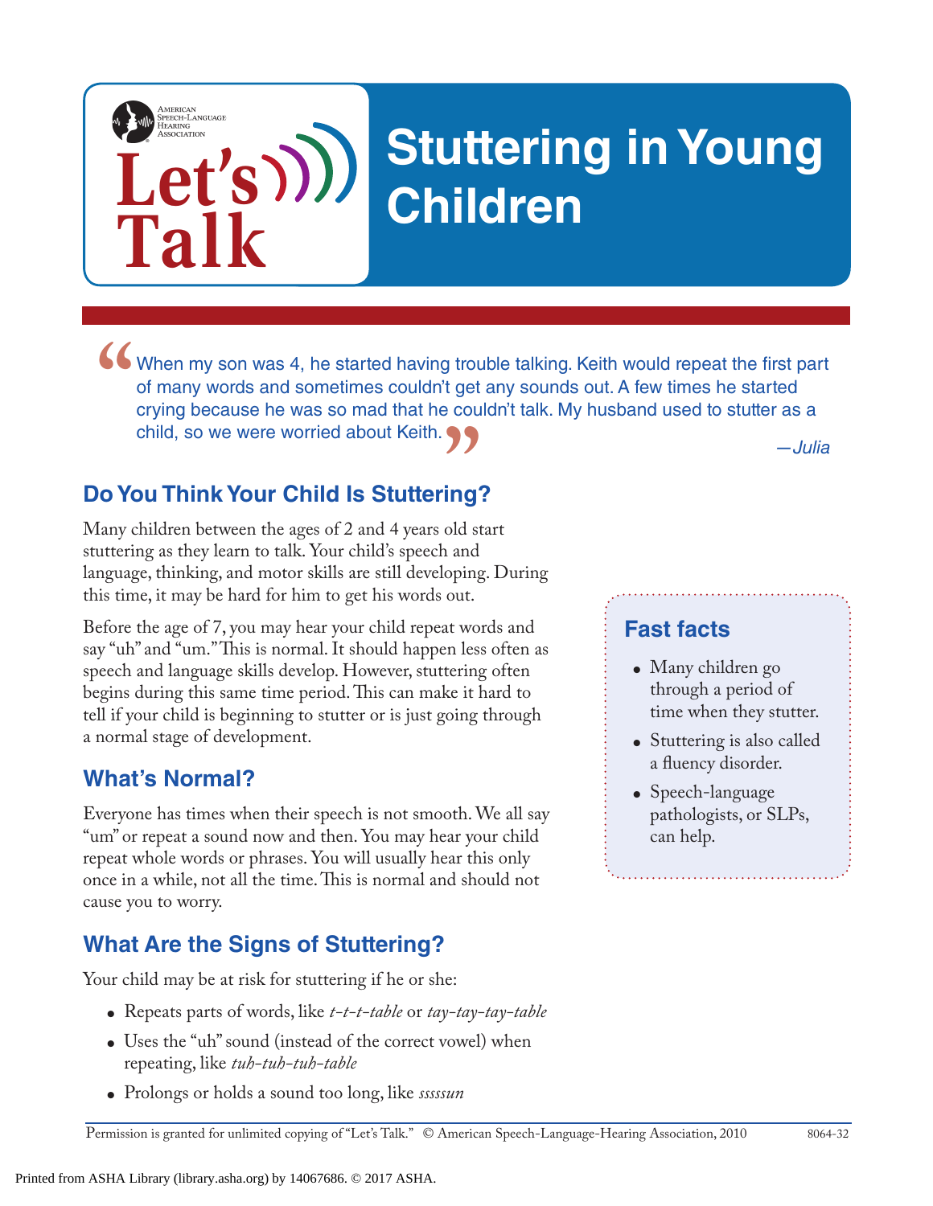American Speech-Language Hearing Association

Let's Talk

# Stuttering in Young Children

> "When my son was 4, he started having trouble talking. Keith would repeat the first part of many words and sometimes couldn't get any sounds out. A few times he started crying because he was so mad that he couldn't talk. My husband used to stutter as a child, so we were worried about Keith."
>
> *—Julia*

## Do You Think Your Child Is Stuttering?

Many children between the ages of 2 and 4 years old start stuttering as they learn to talk. Your child's speech and language, thinking, and motor skills are still developing. During this time, it may be hard for him to get his words out.

Before the age of 7, you may hear your child repeat words and say "uh" and "um." This is normal. It should happen less often as speech and language skills develop. However, stuttering often begins during this same time period. This can make it hard to tell if your child is beginning to stutter or is just going through a normal stage of development.

## What's Normal?

Everyone has times when their speech is not smooth. We all say "um" or repeat a sound now and then. You may hear your child repeat whole words or phrases. You will usually hear this only once in a while, not all the time. This is normal and should not cause you to worry.

## What Are the Signs of Stuttering?

Your child may be at risk for stuttering if he or she:

- Repeats parts of words, like *t-t-t-table* or *tay-tay-tay-table*
- Uses the "uh" sound (instead of the correct vowel) when repeating, like *tuh-tuh-tuh-table*
- Prolongs or holds a sound too long, like *sssssun*

### Fast facts

- Many children go through a period of time when they stutter.
- Stuttering is also called a fluency disorder.
- Speech-language pathologists, or SLPs, can help.

Permission is granted for unlimited copying of "Let's Talk." © American Speech-Language-Hearing Association, 2010 8064-32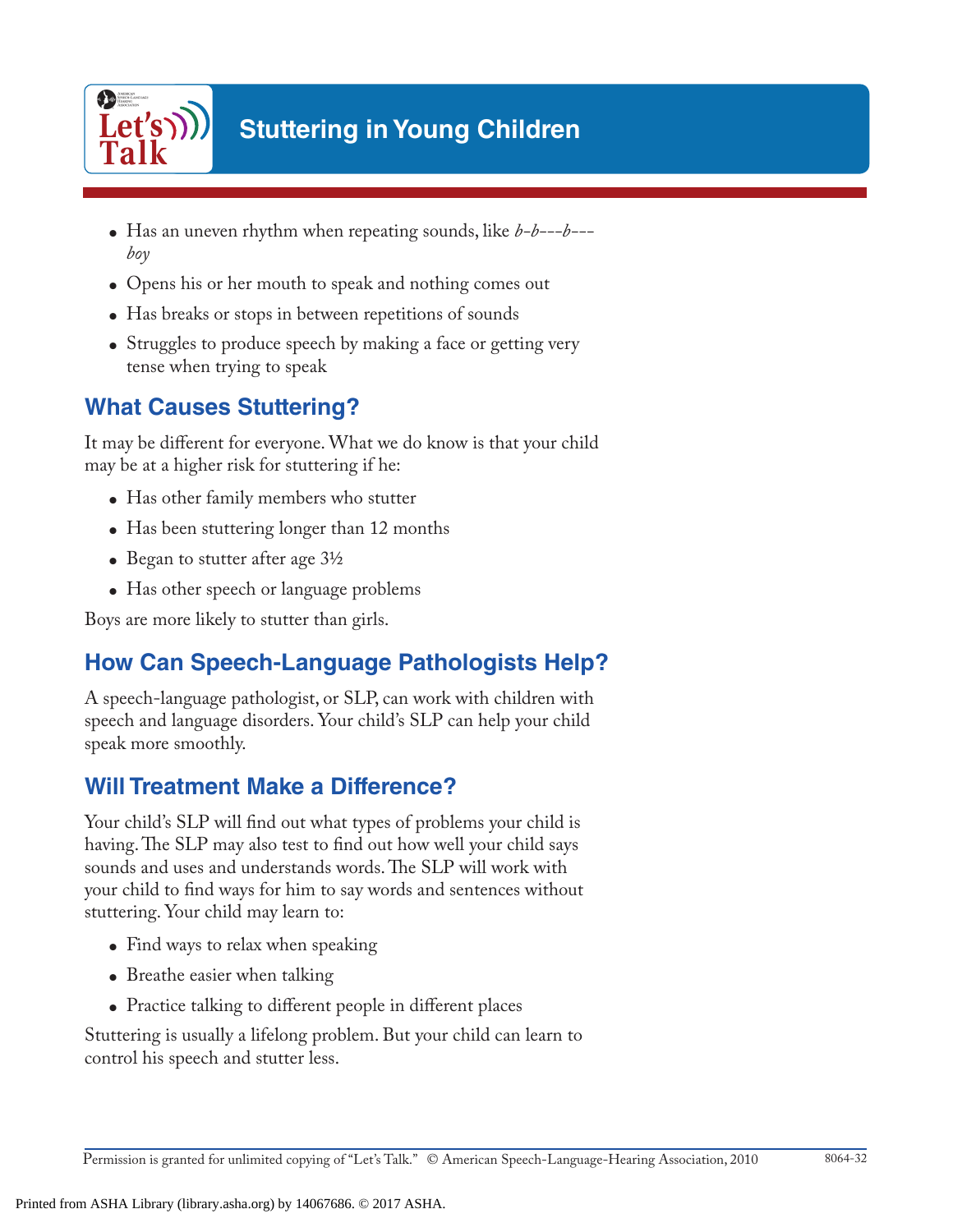# Stuttering in Young Children

- Has an uneven rhythm when repeating sounds, like *b-b---b---boy*
- Opens his or her mouth to speak and nothing comes out
- Has breaks or stops in between repetitions of sounds
- Struggles to produce speech by making a face or getting very tense when trying to speak

## What Causes Stuttering?

It may be different for everyone. What we do know is that your child may be at a higher risk for stuttering if he:

- Has other family members who stutter
- Has been stuttering longer than 12 months
- Began to stutter after age 3½
- Has other speech or language problems

Boys are more likely to stutter than girls.

## How Can Speech-Language Pathologists Help?

A speech-language pathologist, or SLP, can work with children with speech and language disorders. Your child's SLP can help your child speak more smoothly.

## Will Treatment Make a Difference?

Your child's SLP will find out what types of problems your child is having. The SLP may also test to find out how well your child says sounds and uses and understands words. The SLP will work with your child to find ways for him to say words and sentences without stuttering. Your child may learn to:

- Find ways to relax when speaking
- Breathe easier when talking
- Practice talking to different people in different places

Stuttering is usually a lifelong problem. But your child can learn to control his speech and stutter less.

Permission is granted for unlimited copying of "Let's Talk." © American Speech-Language-Hearing Association, 2010 8064-32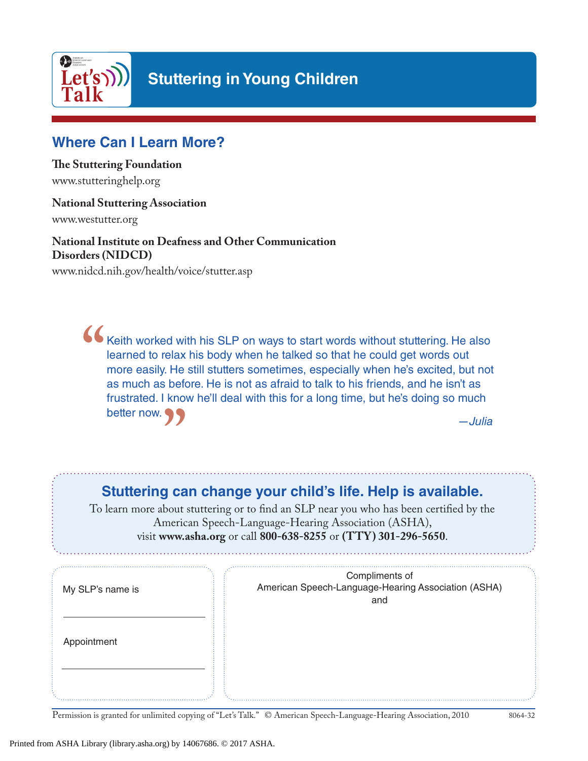# Stuttering in Young Children

## Where Can I Learn More?

**The Stuttering Foundation**
www.stutteringhelp.org

**National Stuttering Association**
www.westutter.org

**National Institute on Deafness and Other Communication Disorders (NIDCD)**
www.nidcd.nih.gov/health/voice/stutter.asp

> "Keith worked with his SLP on ways to start words without stuttering. He also learned to relax his body when he talked so that he could get words out more easily. He still stutters sometimes, especially when he's excited, but not as much as before. He is not as afraid to talk to his friends, and he isn't as frustrated. I know he'll deal with this for a long time, but he's doing so much better now."
>
> *—Julia*

### Stuttering can change your child's life. Help is available.

To learn more about stuttering or to find an SLP near you who has been certified by the American Speech-Language-Hearing Association (ASHA), visit **www.asha.org** or call **800-638-8255** or **(TTY) 301-296-5650**.

My SLP's name is ______________________

Appointment ______________________

Compliments of
American Speech-Language-Hearing Association (ASHA)
and

Permission is granted for unlimited copying of "Let's Talk." © American Speech-Language-Hearing Association, 2010 8064-32

Printed from ASHA Library (library.asha.org) by 14067686. © 2017 ASHA.